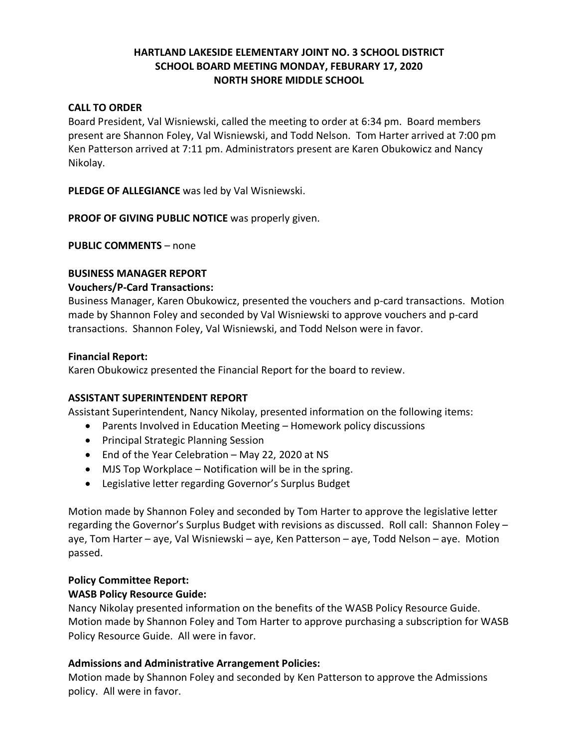**HARTLAND LAKESIDE ELEMENTARY JOINT NO. 3 SCHOOL DISTRICT**
**SCHOOL BOARD MEETING MONDAY, FEBURARY 17, 2020**
**NORTH SHORE MIDDLE SCHOOL**

**CALL TO ORDER**

Board President, Val Wisniewski, called the meeting to order at 6:34 pm. Board members present are Shannon Foley, Val Wisniewski, and Todd Nelson. Tom Harter arrived at 7:00 pm Ken Patterson arrived at 7:11 pm. Administrators present are Karen Obukowicz and Nancy Nikolay.

**PLEDGE OF ALLEGIANCE** was led by Val Wisniewski.

**PROOF OF GIVING PUBLIC NOTICE** was properly given.

**PUBLIC COMMENTS** – none

**BUSINESS MANAGER REPORT**

**Vouchers/P-Card Transactions:**

Business Manager, Karen Obukowicz, presented the vouchers and p-card transactions. Motion made by Shannon Foley and seconded by Val Wisniewski to approve vouchers and p-card transactions. Shannon Foley, Val Wisniewski, and Todd Nelson were in favor.

**Financial Report:**

Karen Obukowicz presented the Financial Report for the board to review.

**ASSISTANT SUPERINTENDENT REPORT**

Assistant Superintendent, Nancy Nikolay, presented information on the following items:

- Parents Involved in Education Meeting – Homework policy discussions
- Principal Strategic Planning Session
- End of the Year Celebration – May 22, 2020 at NS
- MJS Top Workplace – Notification will be in the spring.
- Legislative letter regarding Governor's Surplus Budget

Motion made by Shannon Foley and seconded by Tom Harter to approve the legislative letter regarding the Governor's Surplus Budget with revisions as discussed. Roll call: Shannon Foley – aye, Tom Harter – aye, Val Wisniewski – aye, Ken Patterson – aye, Todd Nelson – aye. Motion passed.

**Policy Committee Report:**

**WASB Policy Resource Guide:**

Nancy Nikolay presented information on the benefits of the WASB Policy Resource Guide. Motion made by Shannon Foley and Tom Harter to approve purchasing a subscription for WASB Policy Resource Guide. All were in favor.

**Admissions and Administrative Arrangement Policies:**

Motion made by Shannon Foley and seconded by Ken Patterson to approve the Admissions policy. All were in favor.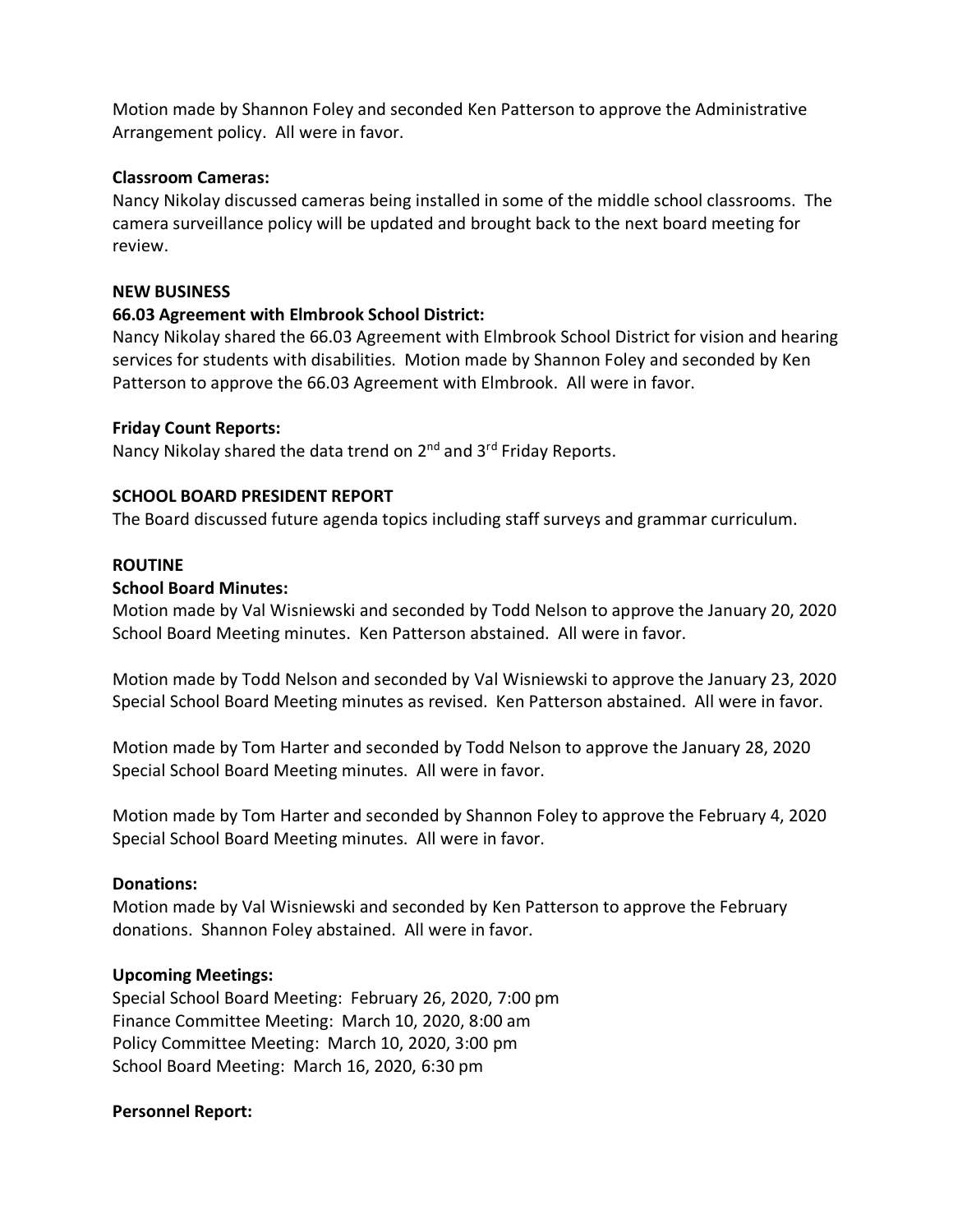Motion made by Shannon Foley and seconded Ken Patterson to approve the Administrative Arrangement policy. All were in favor.

**Classroom Cameras:**

Nancy Nikolay discussed cameras being installed in some of the middle school classrooms. The camera surveillance policy will be updated and brought back to the next board meeting for review.

**NEW BUSINESS**

**66.03 Agreement with Elmbrook School District:**

Nancy Nikolay shared the 66.03 Agreement with Elmbrook School District for vision and hearing services for students with disabilities. Motion made by Shannon Foley and seconded by Ken Patterson to approve the 66.03 Agreement with Elmbrook. All were in favor.

**Friday Count Reports:**

Nancy Nikolay shared the data trend on 2nd and 3rd Friday Reports.

**SCHOOL BOARD PRESIDENT REPORT**

The Board discussed future agenda topics including staff surveys and grammar curriculum.

**ROUTINE**

**School Board Minutes:**

Motion made by Val Wisniewski and seconded by Todd Nelson to approve the January 20, 2020 School Board Meeting minutes. Ken Patterson abstained. All were in favor.

Motion made by Todd Nelson and seconded by Val Wisniewski to approve the January 23, 2020 Special School Board Meeting minutes as revised. Ken Patterson abstained. All were in favor.

Motion made by Tom Harter and seconded by Todd Nelson to approve the January 28, 2020 Special School Board Meeting minutes. All were in favor.

Motion made by Tom Harter and seconded by Shannon Foley to approve the February 4, 2020 Special School Board Meeting minutes. All were in favor.

**Donations:**

Motion made by Val Wisniewski and seconded by Ken Patterson to approve the February donations. Shannon Foley abstained. All were in favor.

**Upcoming Meetings:**

Special School Board Meeting: February 26, 2020, 7:00 pm
Finance Committee Meeting: March 10, 2020, 8:00 am
Policy Committee Meeting: March 10, 2020, 3:00 pm
School Board Meeting: March 16, 2020, 6:30 pm

**Personnel Report:**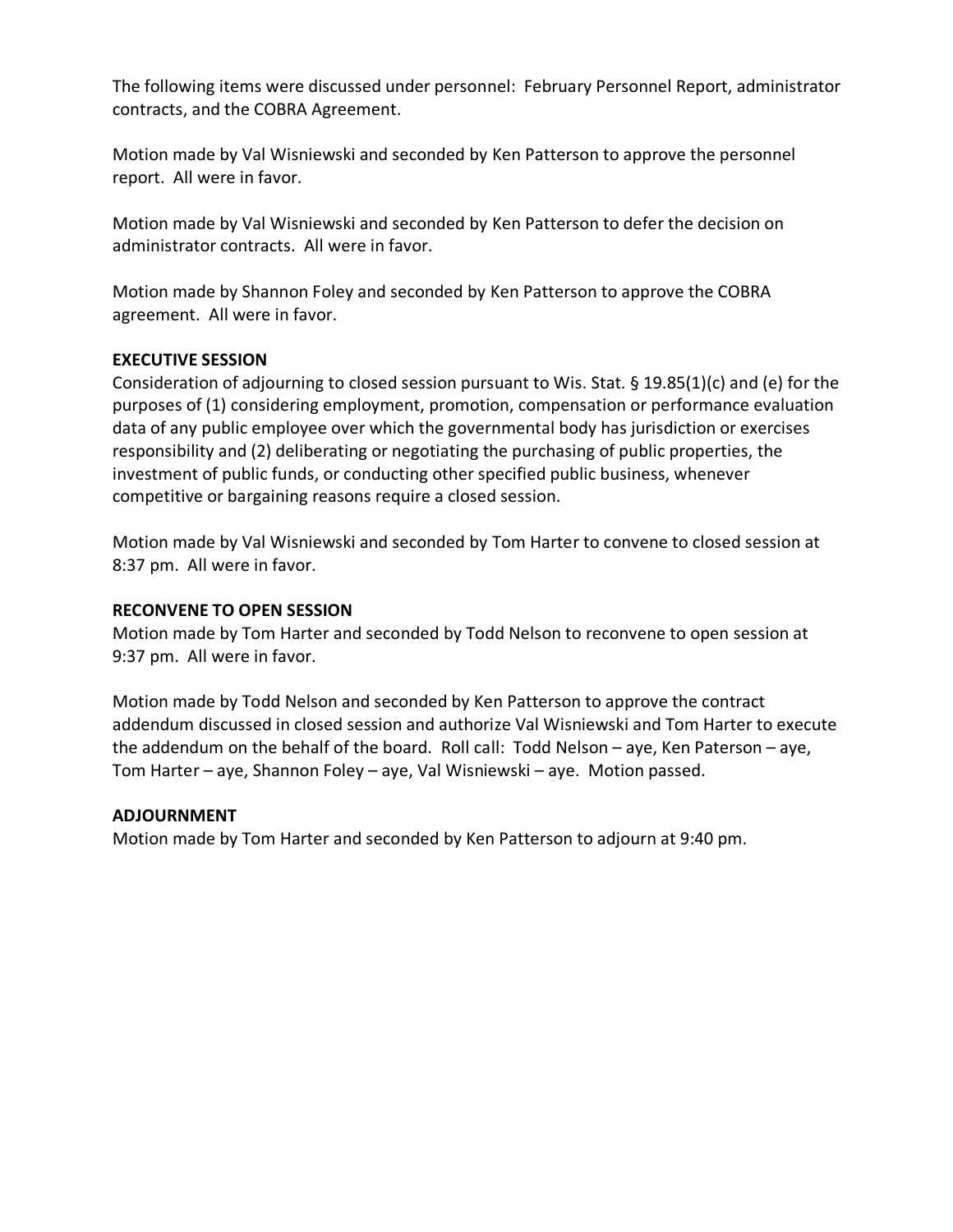The following items were discussed under personnel: February Personnel Report, administrator contracts, and the COBRA Agreement.

Motion made by Val Wisniewski and seconded by Ken Patterson to approve the personnel report. All were in favor.

Motion made by Val Wisniewski and seconded by Ken Patterson to defer the decision on administrator contracts. All were in favor.

Motion made by Shannon Foley and seconded by Ken Patterson to approve the COBRA agreement. All were in favor.

**EXECUTIVE SESSION**

Consideration of adjourning to closed session pursuant to Wis. Stat. § 19.85(1)(c) and (e) for the purposes of (1) considering employment, promotion, compensation or performance evaluation data of any public employee over which the governmental body has jurisdiction or exercises responsibility and (2) deliberating or negotiating the purchasing of public properties, the investment of public funds, or conducting other specified public business, whenever competitive or bargaining reasons require a closed session.

Motion made by Val Wisniewski and seconded by Tom Harter to convene to closed session at 8:37 pm. All were in favor.

**RECONVENE TO OPEN SESSION**

Motion made by Tom Harter and seconded by Todd Nelson to reconvene to open session at 9:37 pm. All were in favor.

Motion made by Todd Nelson and seconded by Ken Patterson to approve the contract addendum discussed in closed session and authorize Val Wisniewski and Tom Harter to execute the addendum on the behalf of the board. Roll call: Todd Nelson – aye, Ken Paterson – aye, Tom Harter – aye, Shannon Foley – aye, Val Wisniewski – aye. Motion passed.

**ADJOURNMENT**

Motion made by Tom Harter and seconded by Ken Patterson to adjourn at 9:40 pm.